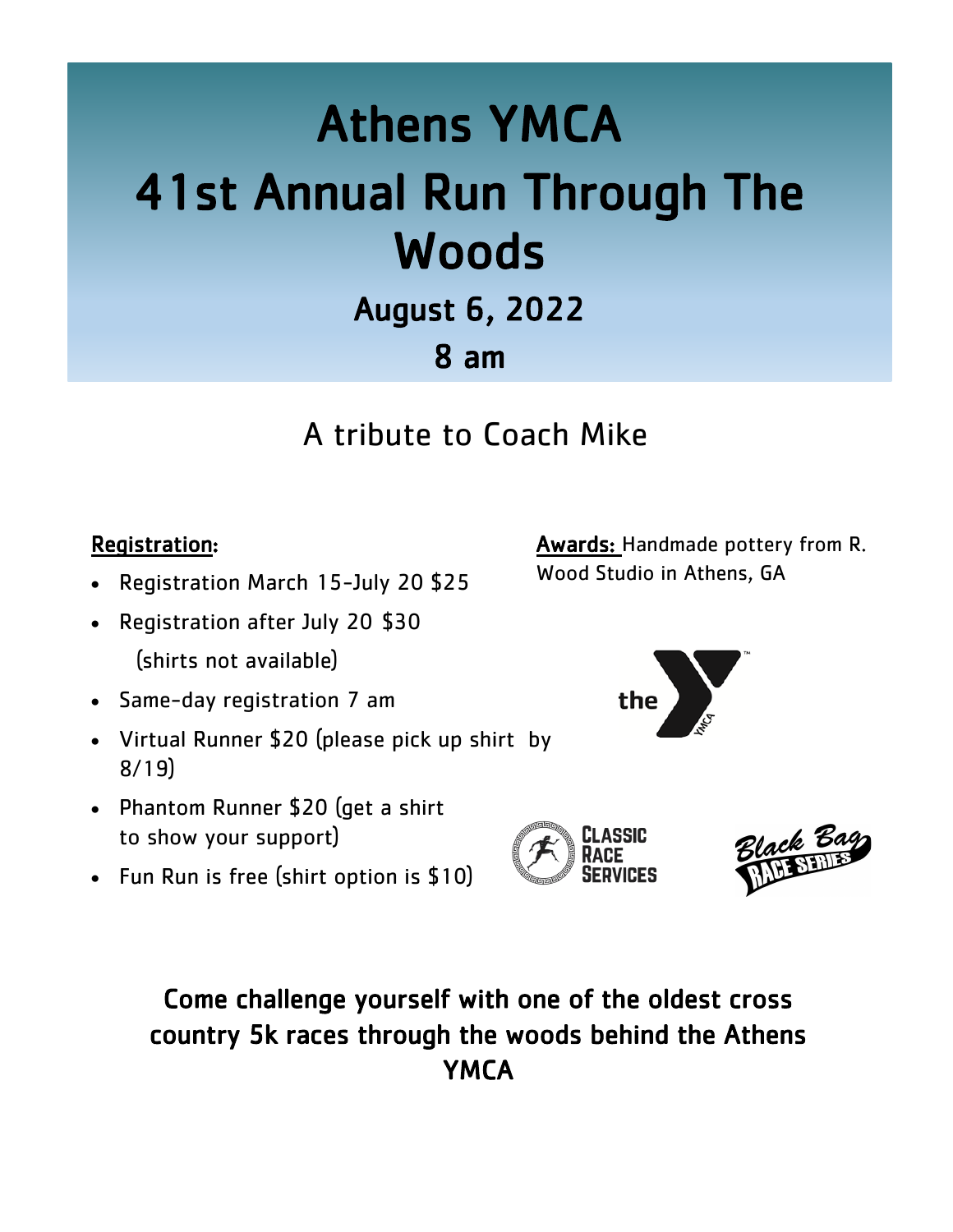# Athens YMCA
# 41st Annual Run Through The Woods

## August 6, 2022

## 8 am

A tribute to Coach Mike

**Registration:**

- Registration March 15-July 20 $25
- Registration after July 20 $30
  (shirts not available)
- Same-day registration 7 am
- Virtual Runner $20 (please pick up shirt by 8/19)
- Phantom Runner $20 (get a shirt to show your support)
- Fun Run is free (shirt option is $10)

**Awards:** Handmade pottery from R. Wood Studio in Athens, GA

the YMCA

Classic Race Services

Black Bag Race Series

**Come challenge yourself with one of the oldest cross country 5k races through the woods behind the Athens YMCA**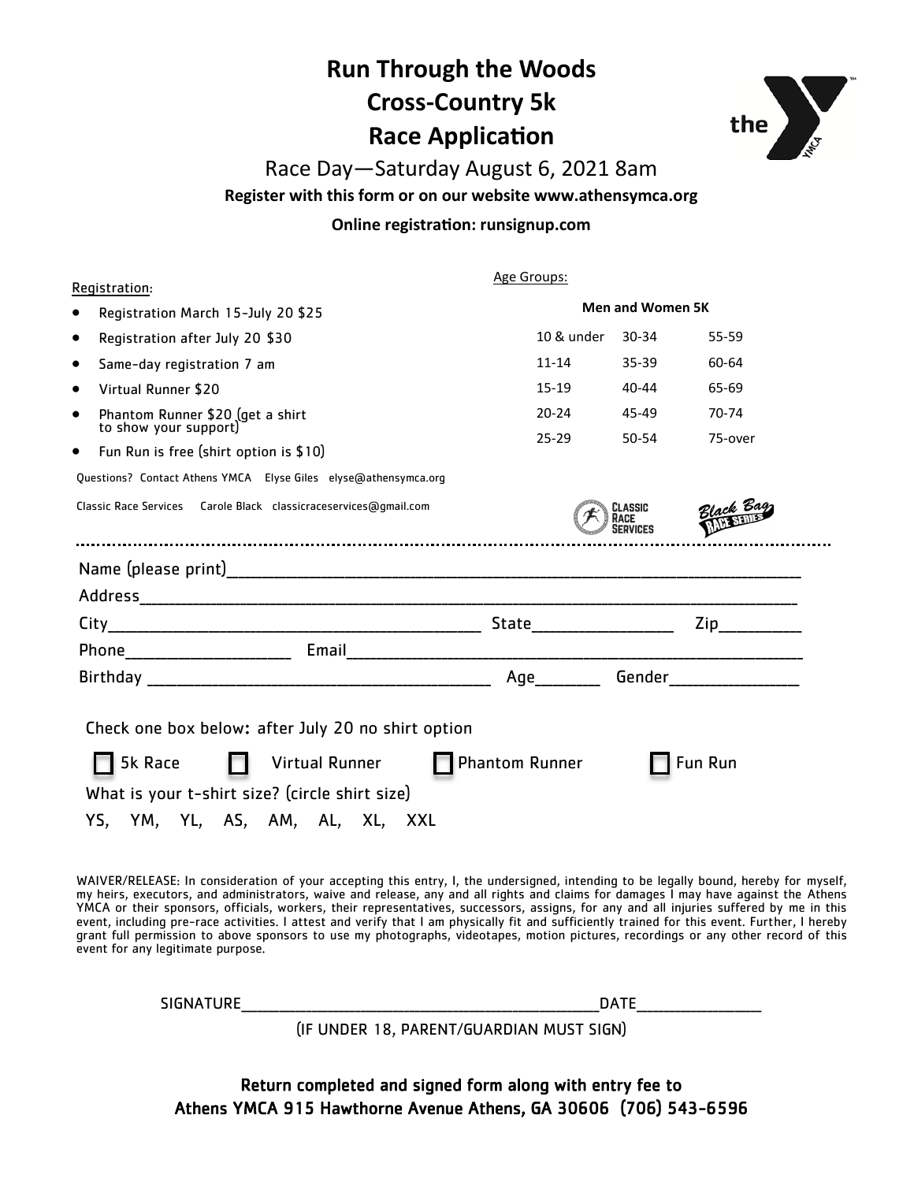# Run Through the Woods
# Cross-Country 5k
# Race Application

Race Day—Saturday August 6, 2021 8am

**Register with this form or on our website www.athensymca.org**

**Online registration: runsignup.com**

Registration:

- Registration March 15-July 20 $25
- Registration after July 20 $30
- Same-day registration 7 am
- Virtual Runner $20
- Phantom Runner $20 (get a shirt to show your support)
- Fun Run is free (shirt option is $10)

Age Groups:

**Men and Women 5K**

| | | |
|---|---|---|
| 10 & under | 30-34 | 55-59 |
| 11-14 | 35-39 | 60-64 |
| 15-19 | 40-44 | 65-69 |
| 20-24 | 45-49 | 70-74 |
| 25-29 | 50-54 | 75-over |

Questions? Contact Athens YMCA Elyse Giles elyse@athensymca.org

Classic Race Services Carole Black classicraceservices@gmail.com

Name (please print)\_\_\_\_\_\_\_\_\_\_\_\_\_\_\_\_\_\_\_\_\_\_\_\_\_\_\_\_\_\_\_\_\_\_\_\_\_\_\_\_

Address\_\_\_\_\_\_\_\_\_\_\_\_\_\_\_\_\_\_\_\_\_\_\_\_\_\_\_\_\_\_\_\_\_\_\_\_\_\_\_\_\_\_\_\_\_\_

City\_\_\_\_\_\_\_\_\_\_\_\_\_\_\_\_\_\_\_\_\_\_\_\_ State\_\_\_\_\_\_\_\_\_ Zip\_\_\_\_\_\_

Phone\_\_\_\_\_\_\_\_\_\_\_\_ Email\_\_\_\_\_\_\_\_\_\_\_\_\_\_\_\_\_\_\_\_\_\_\_\_\_\_\_\_\_\_\_

Birthday \_\_\_\_\_\_\_\_\_\_\_\_\_\_\_\_\_\_\_\_\_\_\_ Age\_\_\_\_\_ Gender\_\_\_\_\_\_\_\_\_

Check one box below: after July 20 no shirt option

☐ 5k Race ☐ Virtual Runner ☐ Phantom Runner ☐ Fun Run

What is your t-shirt size? (circle shirt size)

YS, YM, YL, AS, AM, AL, XL, XXL

WAIVER/RELEASE: In consideration of your accepting this entry, I, the undersigned, intending to be legally bound, hereby for myself, my heirs, executors, and administrators, waive and release, any and all rights and claims for damages I may have against the Athens YMCA or their sponsors, officials, workers, their representatives, successors, assigns, for any and all injuries suffered by me in this event, including pre-race activities. I attest and verify that I am physically fit and sufficiently trained for this event. Further, I hereby grant full permission to above sponsors to use my photographs, videotapes, motion pictures, recordings or any other record of this event for any legitimate purpose.

SIGNATURE\_\_\_\_\_\_\_\_\_\_\_\_\_\_\_\_\_\_\_\_\_\_\_\_\_\_\_\_\_DATE\_\_\_\_\_\_\_\_\_\_

(IF UNDER 18, PARENT/GUARDIAN MUST SIGN)

**Return completed and signed form along with entry fee to**
**Athens YMCA 915 Hawthorne Avenue Athens, GA 30606 (706) 543-6596**